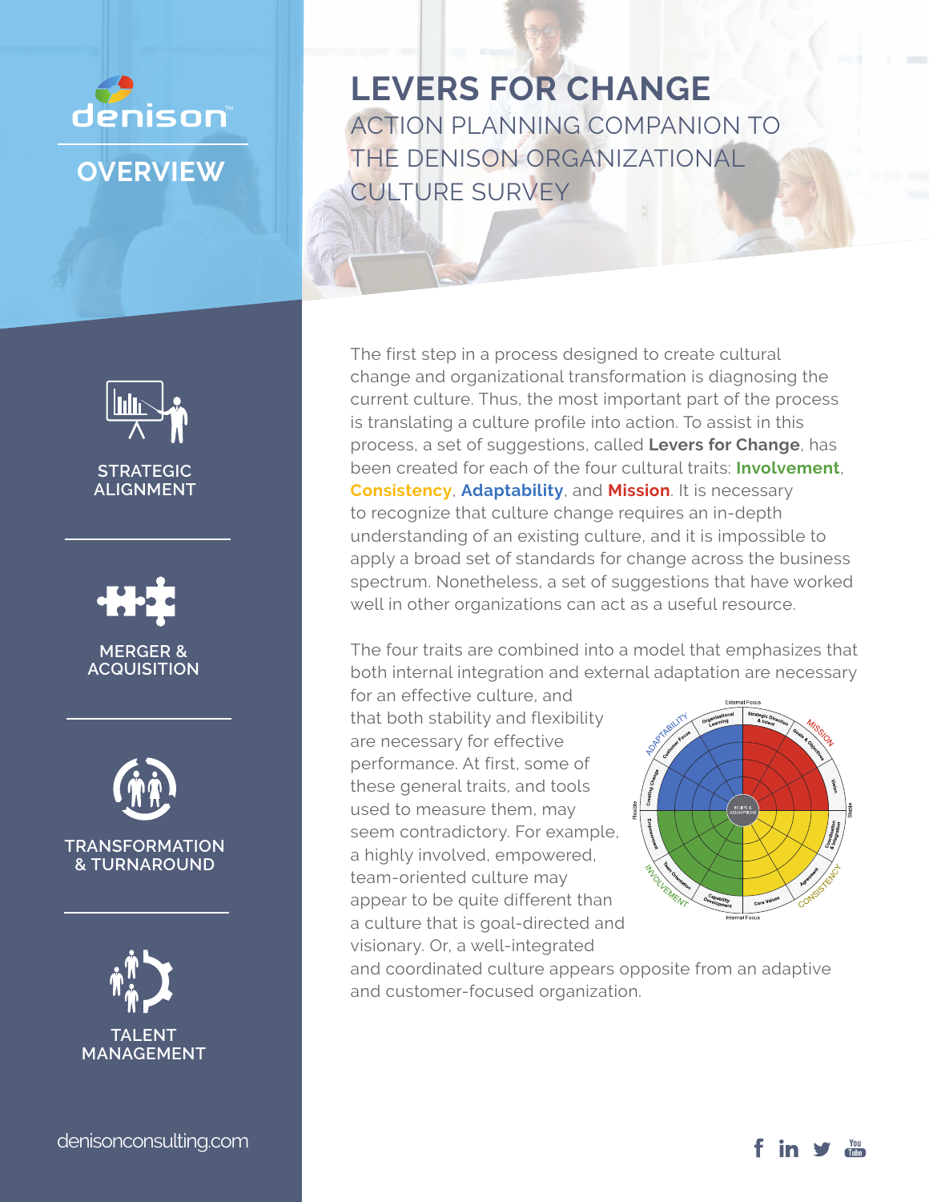denison

# OVERVIEW

STRATEGIC ALIGNMENT

MERGER & ACQUISITION

TRANSFORMATION & TURNAROUND

TALENT MANAGEMENT

denisonconsulting.com

# LEVERS FOR CHANGE

## ACTION PLANNING COMPANION TO THE DENISON ORGANIZATIONAL CULTURE SURVEY

The first step in a process designed to create cultural change and organizational transformation is diagnosing the current culture. Thus, the most important part of the process is translating a culture profile into action. To assist in this process, a set of suggestions, called **Levers for Change**, has been created for each of the four cultural traits: **Involvement**, **Consistency**, **Adaptability**, and **Mission**. It is necessary to recognize that culture change requires an in-depth understanding of an existing culture, and it is impossible to apply a broad set of standards for change across the business spectrum. Nonetheless, a set of suggestions that have worked well in other organizations can act as a useful resource.

The four traits are combined into a model that emphasizes that both internal integration and external adaptation are necessary for an effective culture, and that both stability and flexibility are necessary for effective performance. At first, some of these general traits, and tools used to measure them, may seem contradictory. For example, a highly involved, empowered, team-oriented culture may appear to be quite different than a culture that is goal-directed and visionary. Or, a well-integrated and coordinated culture appears opposite from an adaptive and customer-focused organization.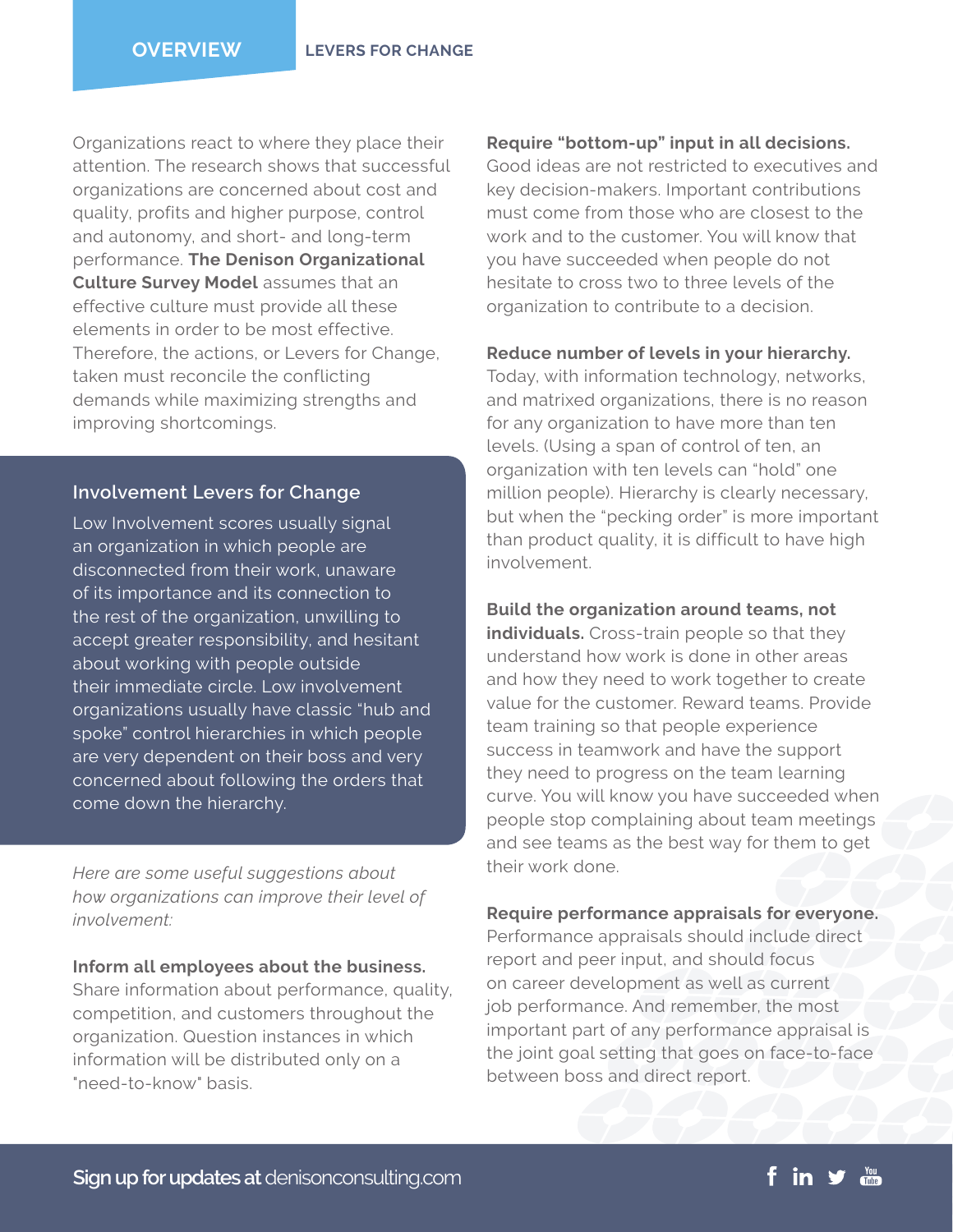Organizations react to where they place their attention. The research shows that successful organizations are concerned about cost and quality, profits and higher purpose, control and autonomy, and short- and long-term performance. **The Denison Organizational Culture Survey Model** assumes that an effective culture must provide all these elements in order to be most effective. Therefore, the actions, or Levers for Change, taken must reconcile the conflicting demands while maximizing strengths and improving shortcomings.

## Involvement Levers for Change

Low Involvement scores usually signal an organization in which people are disconnected from their work, unaware of its importance and its connection to the rest of the organization, unwilling to accept greater responsibility, and hesitant about working with people outside their immediate circle. Low involvement organizations usually have classic "hub and spoke" control hierarchies in which people are very dependent on their boss and very concerned about following the orders that come down the hierarchy.

*Here are some useful suggestions about how organizations can improve their level of involvement:*

**Inform all employees about the business.** Share information about performance, quality, competition, and customers throughout the organization. Question instances in which information will be distributed only on a "need-to-know" basis.

**Require "bottom-up" input in all decisions.** Good ideas are not restricted to executives and key decision-makers. Important contributions must come from those who are closest to the work and to the customer. You will know that you have succeeded when people do not hesitate to cross two to three levels of the organization to contribute to a decision.

**Reduce number of levels in your hierarchy.** Today, with information technology, networks, and matrixed organizations, there is no reason for any organization to have more than ten levels. (Using a span of control of ten, an organization with ten levels can "hold" one million people). Hierarchy is clearly necessary, but when the "pecking order" is more important than product quality, it is difficult to have high involvement.

**Build the organization around teams, not individuals.** Cross-train people so that they understand how work is done in other areas and how they need to work together to create value for the customer. Reward teams. Provide team training so that people experience success in teamwork and have the support they need to progress on the team learning curve. You will know you have succeeded when people stop complaining about team meetings and see teams as the best way for them to get their work done.

**Require performance appraisals for everyone.** Performance appraisals should include direct report and peer input, and should focus on career development as well as current job performance. And remember, the most important part of any performance appraisal is the joint goal setting that goes on face-to-face between boss and direct report.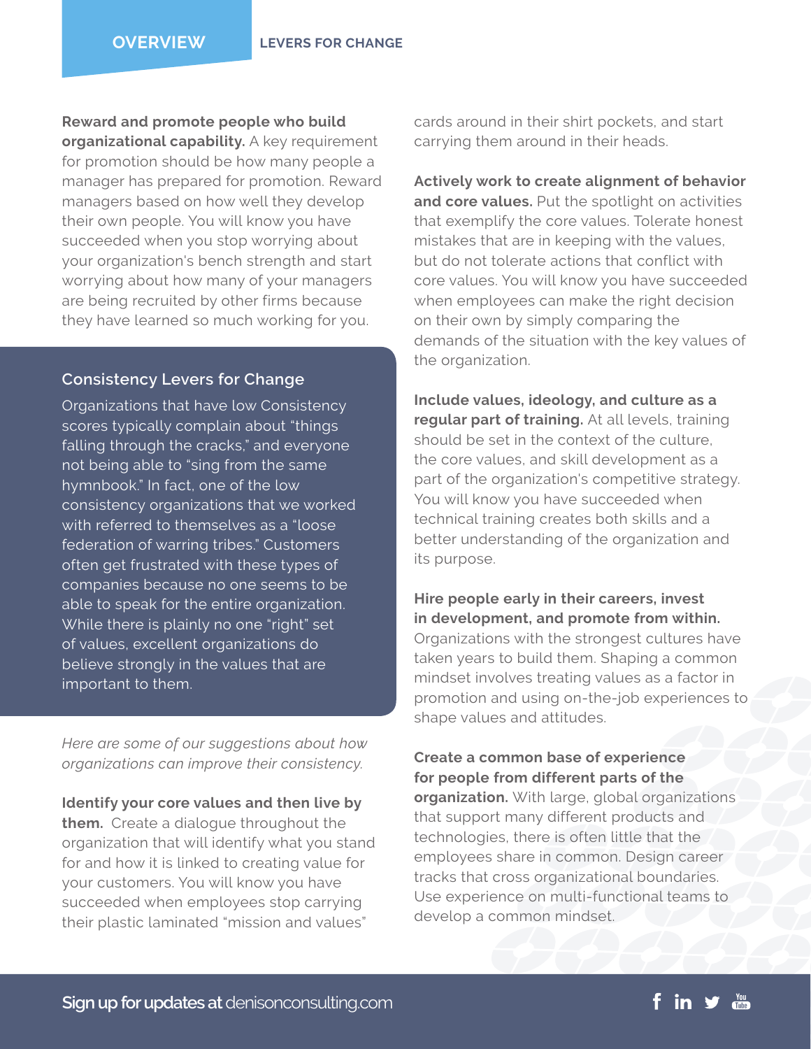**Reward and promote people who build organizational capability.** A key requirement for promotion should be how many people a manager has prepared for promotion. Reward managers based on how well they develop their own people. You will know you have succeeded when you stop worrying about your organization's bench strength and start worrying about how many of your managers are being recruited by other firms because they have learned so much working for you.

## Consistency Levers for Change

Organizations that have low Consistency scores typically complain about "things falling through the cracks," and everyone not being able to "sing from the same hymnbook." In fact, one of the low consistency organizations that we worked with referred to themselves as a "loose federation of warring tribes." Customers often get frustrated with these types of companies because no one seems to be able to speak for the entire organization. While there is plainly no one "right" set of values, excellent organizations do believe strongly in the values that are important to them.

*Here are some of our suggestions about how organizations can improve their consistency.*

**Identify your core values and then live by them.** Create a dialogue throughout the organization that will identify what you stand for and how it is linked to creating value for your customers. You will know you have succeeded when employees stop carrying their plastic laminated "mission and values" cards around in their shirt pockets, and start carrying them around in their heads.

**Actively work to create alignment of behavior and core values.** Put the spotlight on activities that exemplify the core values. Tolerate honest mistakes that are in keeping with the values, but do not tolerate actions that conflict with core values. You will know you have succeeded when employees can make the right decision on their own by simply comparing the demands of the situation with the key values of the organization.

**Include values, ideology, and culture as a regular part of training.** At all levels, training should be set in the context of the culture, the core values, and skill development as a part of the organization's competitive strategy. You will know you have succeeded when technical training creates both skills and a better understanding of the organization and its purpose.

**Hire people early in their careers, invest in development, and promote from within.** Organizations with the strongest cultures have taken years to build them. Shaping a common mindset involves treating values as a factor in promotion and using on-the-job experiences to shape values and attitudes.

**Create a common base of experience for people from different parts of the organization.** With large, global organizations that support many different products and technologies, there is often little that the employees share in common. Design career tracks that cross organizational boundaries. Use experience on multi-functional teams to develop a common mindset.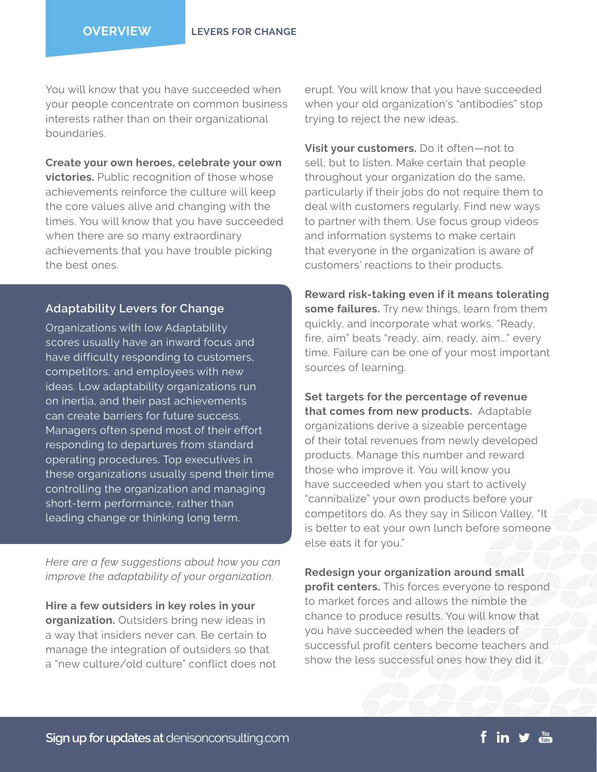You will know that you have succeeded when your people concentrate on common business interests rather than on their organizational boundaries.

**Create your own heroes, celebrate your own victories.** Public recognition of those whose achievements reinforce the culture will keep the core values alive and changing with the times. You will know that you have succeeded when there are so many extraordinary achievements that you have trouble picking the best ones.

## Adaptability Levers for Change

Organizations with low Adaptability scores usually have an inward focus and have difficulty responding to customers, competitors, and employees with new ideas. Low adaptability organizations run on inertia, and their past achievements can create barriers for future success. Managers often spend most of their effort responding to departures from standard operating procedures. Top executives in these organizations usually spend their time controlling the organization and managing short-term performance, rather than leading change or thinking long term.

*Here are a few suggestions about how you can improve the adaptability of your organization.*

**Hire a few outsiders in key roles in your organization.** Outsiders bring new ideas in a way that insiders never can. Be certain to manage the integration of outsiders so that a "new culture/old culture" conflict does not erupt. You will know that you have succeeded when your old organization's "antibodies" stop trying to reject the new ideas.

**Visit your customers.** Do it often—not to sell, but to listen. Make certain that people throughout your organization do the same, particularly if their jobs do not require them to deal with customers regularly. Find new ways to partner with them. Use focus group videos and information systems to make certain that everyone in the organization is aware of customers' reactions to their products.

**Reward risk-taking even if it means tolerating some failures.** Try new things, learn from them quickly, and incorporate what works. "Ready, fire, aim" beats "ready, aim, ready, aim..." every time. Failure can be one of your most important sources of learning.

**Set targets for the percentage of revenue that comes from new products.** Adaptable organizations derive a sizeable percentage of their total revenues from newly developed products. Manage this number and reward those who improve it. You will know you have succeeded when you start to actively "cannibalize" your own products before your competitors do. As they say in Silicon Valley, "It is better to eat your own lunch before someone else eats it for you."

**Redesign your organization around small profit centers.** This forces everyone to respond to market forces and allows the nimble the chance to produce results. You will know that you have succeeded when the leaders of successful profit centers become teachers and show the less successful ones how they did it.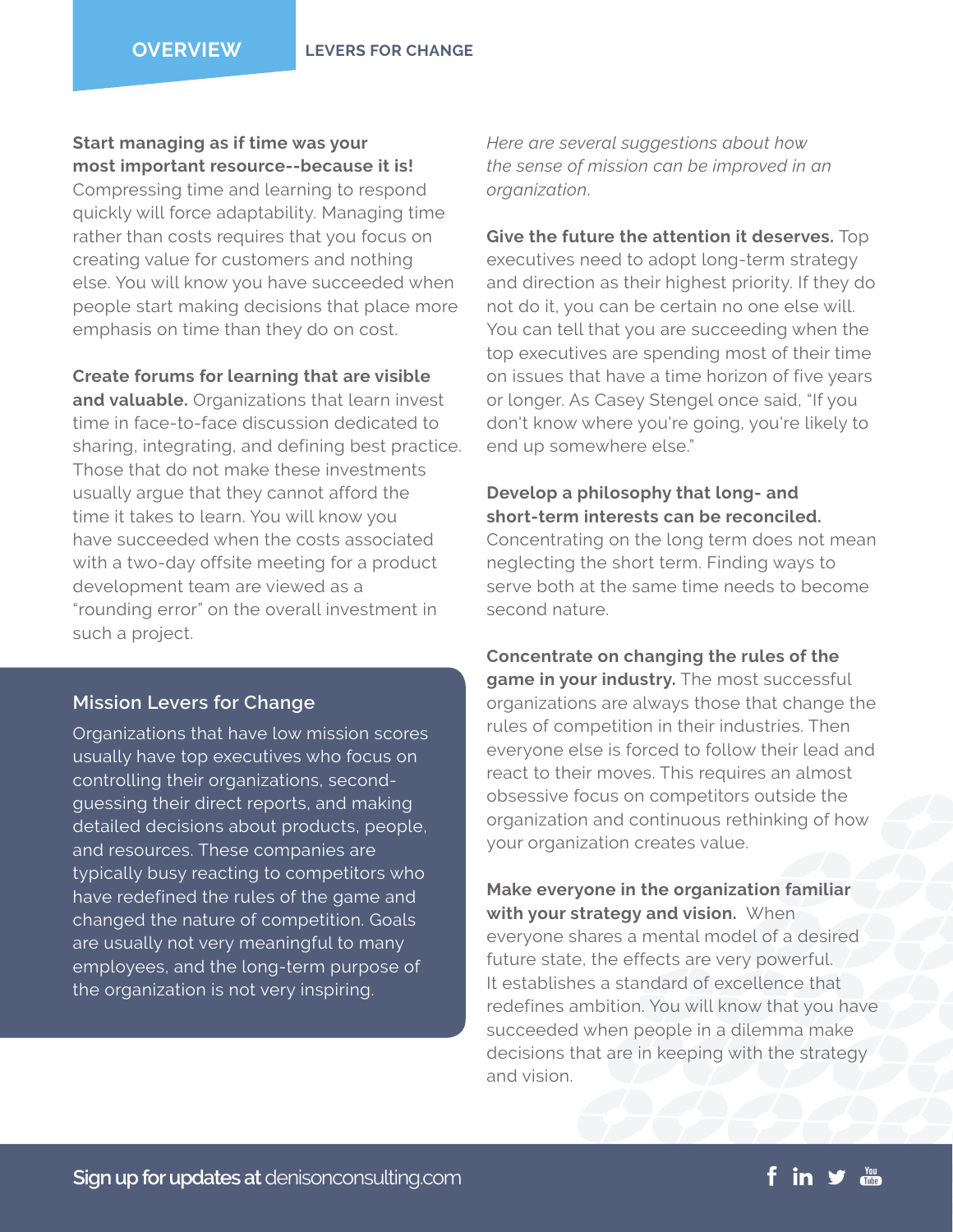**Start managing as if time was your most important resource--because it is!** Compressing time and learning to respond quickly will force adaptability. Managing time rather than costs requires that you focus on creating value for customers and nothing else. You will know you have succeeded when people start making decisions that place more emphasis on time than they do on cost.

**Create forums for learning that are visible and valuable.** Organizations that learn invest time in face-to-face discussion dedicated to sharing, integrating, and defining best practice. Those that do not make these investments usually argue that they cannot afford the time it takes to learn. You will know you have succeeded when the costs associated with a two-day offsite meeting for a product development team are viewed as a "rounding error" on the overall investment in such a project.

## Mission Levers for Change

Organizations that have low mission scores usually have top executives who focus on controlling their organizations, second-guessing their direct reports, and making detailed decisions about products, people, and resources. These companies are typically busy reacting to competitors who have redefined the rules of the game and changed the nature of competition. Goals are usually not very meaningful to many employees, and the long-term purpose of the organization is not very inspiring.

*Here are several suggestions about how the sense of mission can be improved in an organization.*

**Give the future the attention it deserves.** Top executives need to adopt long-term strategy and direction as their highest priority. If they do not do it, you can be certain no one else will. You can tell that you are succeeding when the top executives are spending most of their time on issues that have a time horizon of five years or longer. As Casey Stengel once said, "If you don't know where you're going, you're likely to end up somewhere else."

**Develop a philosophy that long- and short-term interests can be reconciled.** Concentrating on the long term does not mean neglecting the short term. Finding ways to serve both at the same time needs to become second nature.

**Concentrate on changing the rules of the game in your industry.** The most successful organizations are always those that change the rules of competition in their industries. Then everyone else is forced to follow their lead and react to their moves. This requires an almost obsessive focus on competitors outside the organization and continuous rethinking of how your organization creates value.

**Make everyone in the organization familiar with your strategy and vision.** When everyone shares a mental model of a desired future state, the effects are very powerful. It establishes a standard of excellence that redefines ambition. You will know that you have succeeded when people in a dilemma make decisions that are in keeping with the strategy and vision.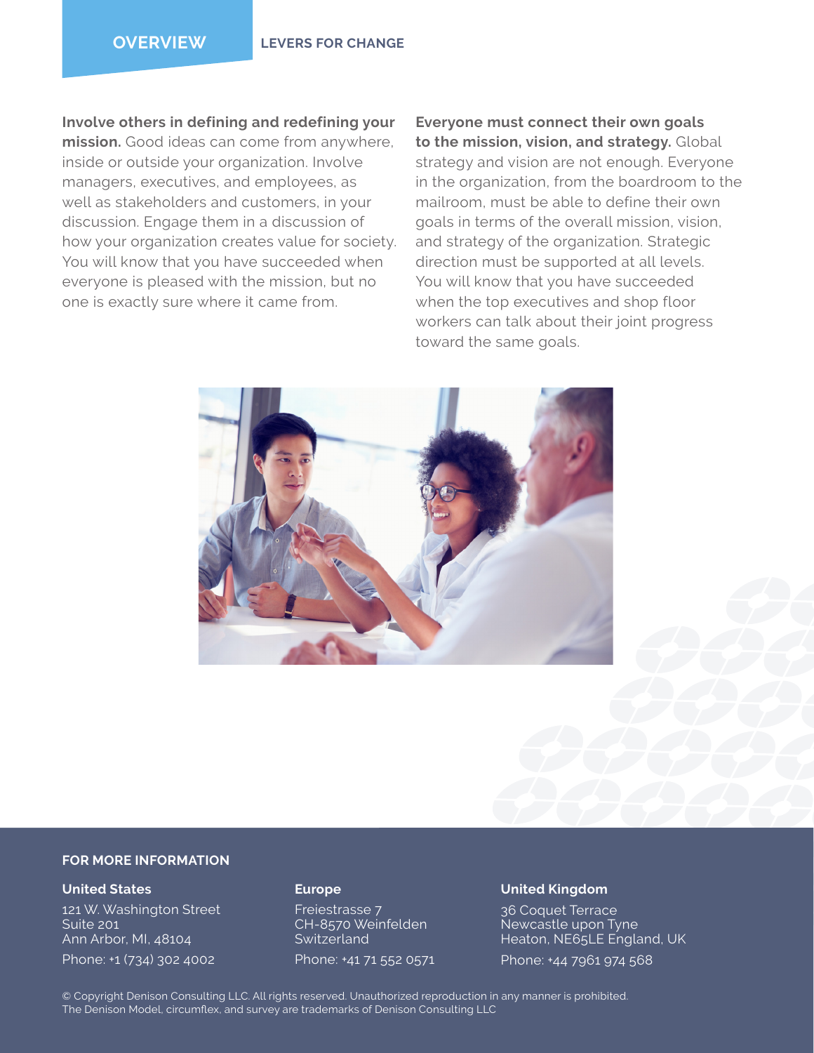Involve others in defining and redefining your mission. Good ideas can come from anywhere, inside or outside your organization. Involve managers, executives, and employees, as well as stakeholders and customers, in your discussion. Engage them in a discussion of how your organization creates value for society. You will know that you have succeeded when everyone is pleased with the mission, but no one is exactly sure where it came from.

**Everyone must connect their own goals to the mission, vision, and strategy.** Global strategy and vision are not enough. Everyone in the organization, from the boardroom to the mailroom, must be able to define their own goals in terms of the overall mission, vision, and strategy of the organization. Strategic direction must be supported at all levels. You will know that you have succeeded when the top executives and shop floor workers can talk about their joint progress toward the same goals.

## FOR MORE INFORMATION

**United States**

121 W. Washington Street
Suite 201
Ann Arbor, MI, 48104

Phone: +1 (734) 302 4002

**Europe**

Freiestrasse 7
CH-8570 Weinfelden
Switzerland

Phone: +41 71 552 0571

**United Kingdom**

36 Coquet Terrace
Newcastle upon Tyne
Heaton, NE65LE England, UK

Phone: +44 7961 974 568

© Copyright Denison Consulting LLC. All rights reserved. Unauthorized reproduction in any manner is prohibited.
The Denison Model, circumflex, and survey are trademarks of Denison Consulting LLC